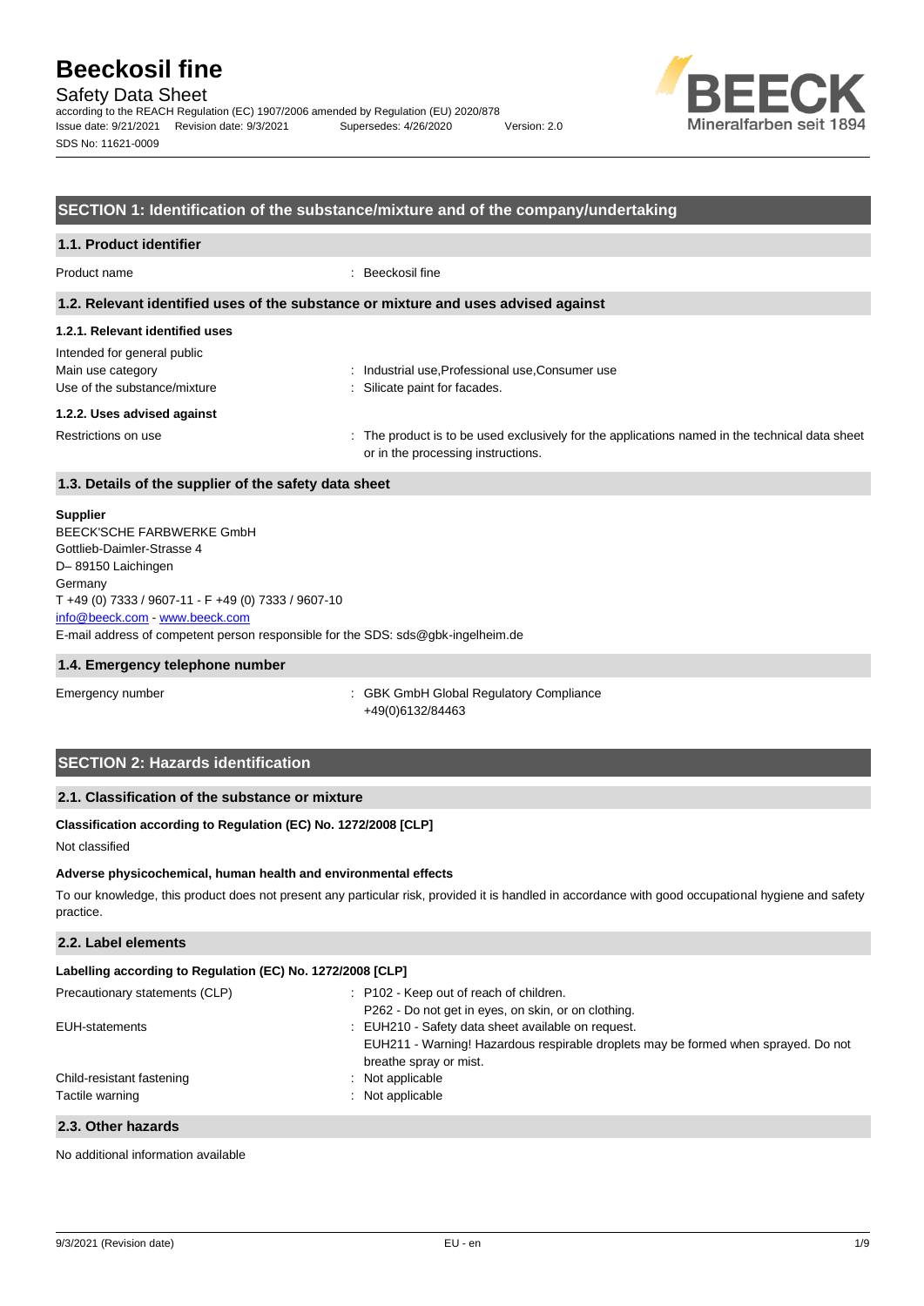# Beeckosil fine

Safety Data Sheet

according to the REACH Regulation (EC) 1907/2006 amended by Regulation (EU) 2020/878

Issue date: 9/21/2021 Revision date: 9/3/2021 Supersedes: 4/26/2020 Version: 2.0

SDS No: 11621-0009

## SECTION 1: Identification of the substance/mixture and of the company/undertaking

### 1.1. Product identifier

Product name : Beeckosil fine

### 1.2. Relevant identified uses of the substance or mixture and uses advised against

#### 1.2.1. Relevant identified uses

Intended for general public

Main use category : Industrial use,Professional use,Consumer use

Use of the substance/mixture : Silicate paint for facades.

#### 1.2.2. Uses advised against

Restrictions on use : The product is to be used exclusively for the applications named in the technical data sheet or in the processing instructions.

### 1.3. Details of the supplier of the safety data sheet

**Supplier**

BEECK'SCHE FARBWERKE GmbH
Gottlieb-Daimler-Strasse 4
D– 89150 Laichingen
Germany
T +49 (0) 7333 / 9607-11 - F +49 (0) 7333 / 9607-10
info@beeck.com - www.beeck.com
E-mail address of competent person responsible for the SDS: sds@gbk-ingelheim.de

### 1.4. Emergency telephone number

Emergency number : GBK GmbH Global Regulatory Compliance
+49(0)6132/84463

## SECTION 2: Hazards identification

### 2.1. Classification of the substance or mixture

**Classification according to Regulation (EC) No. 1272/2008 [CLP]**

Not classified

**Adverse physicochemical, human health and environmental effects**

To our knowledge, this product does not present any particular risk, provided it is handled in accordance with good occupational hygiene and safety practice.

### 2.2. Label elements

**Labelling according to Regulation (EC) No. 1272/2008 [CLP]**

Precautionary statements (CLP) : P102 - Keep out of reach of children.
P262 - Do not get in eyes, on skin, or on clothing.

EUH-statements : EUH210 - Safety data sheet available on request.
EUH211 - Warning! Hazardous respirable droplets may be formed when sprayed. Do not breathe spray or mist.

Child-resistant fastening : Not applicable

Tactile warning : Not applicable

### 2.3. Other hazards

No additional information available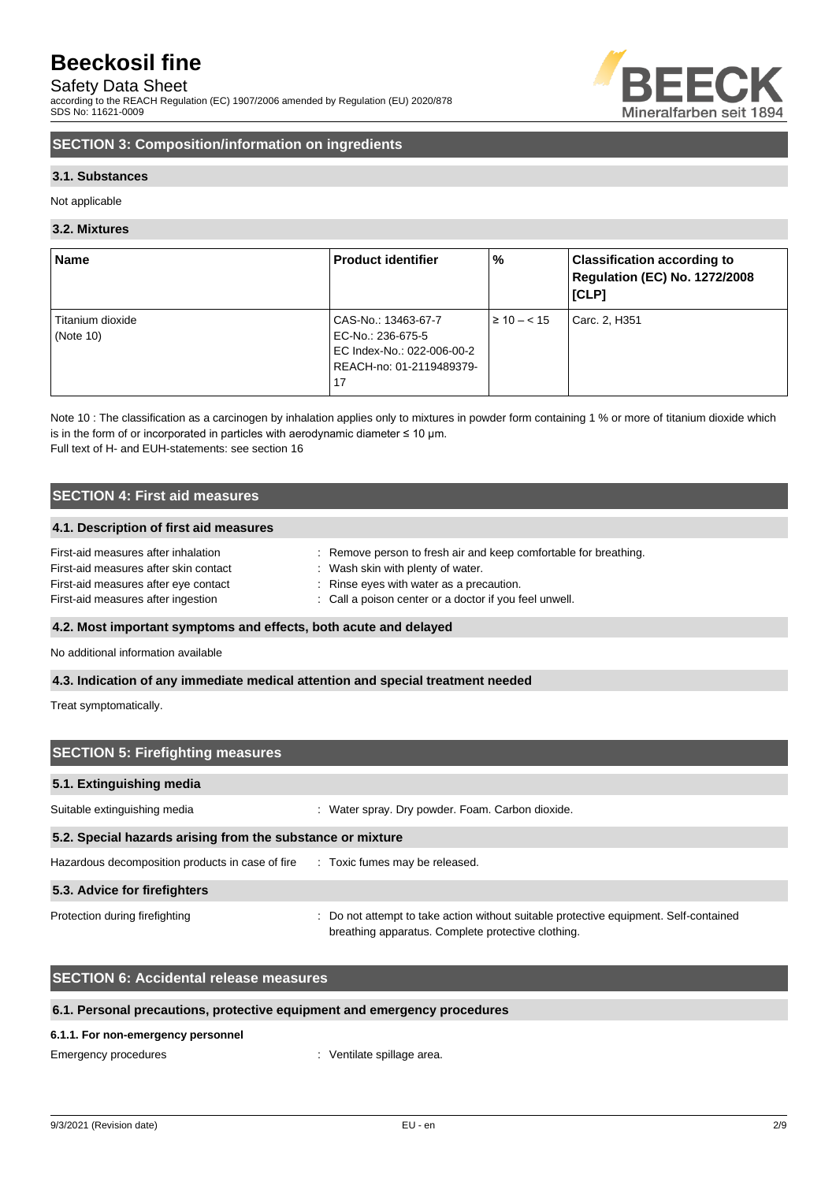## SECTION 3: Composition/information on ingredients

### 3.1. Substances

Not applicable

### 3.2. Mixtures

| Name | Product identifier | % | Classification according to Regulation (EC) No. 1272/2008 [CLP] |
|---|---|---|---|
| Titanium dioxide (Note 10) | CAS-No.: 13463-67-7<br>EC-No.: 236-675-5<br>EC Index-No.: 022-006-00-2<br>REACH-no: 01-2119489379-17 | ≥ 10 – < 15 | Carc. 2, H351 |

Note 10 : The classification as a carcinogen by inhalation applies only to mixtures in powder form containing 1 % or more of titanium dioxide which is in the form of or incorporated in particles with aerodynamic diameter ≤ 10 μm.

Full text of H- and EUH-statements: see section 16

## SECTION 4: First aid measures

### 4.1. Description of first aid measures

First-aid measures after inhalation : Remove person to fresh air and keep comfortable for breathing.

First-aid measures after skin contact : Wash skin with plenty of water.

First-aid measures after eye contact : Rinse eyes with water as a precaution.

First-aid measures after ingestion : Call a poison center or a doctor if you feel unwell.

### 4.2. Most important symptoms and effects, both acute and delayed

No additional information available

### 4.3. Indication of any immediate medical attention and special treatment needed

Treat symptomatically.

## SECTION 5: Firefighting measures

### 5.1. Extinguishing media

Suitable extinguishing media : Water spray. Dry powder. Foam. Carbon dioxide.

### 5.2. Special hazards arising from the substance or mixture

Hazardous decomposition products in case of fire : Toxic fumes may be released.

### 5.3. Advice for firefighters

Protection during firefighting : Do not attempt to take action without suitable protective equipment. Self-contained breathing apparatus. Complete protective clothing.

## SECTION 6: Accidental release measures

### 6.1. Personal precautions, protective equipment and emergency procedures

#### 6.1.1. For non-emergency personnel

Emergency procedures : Ventilate spillage area.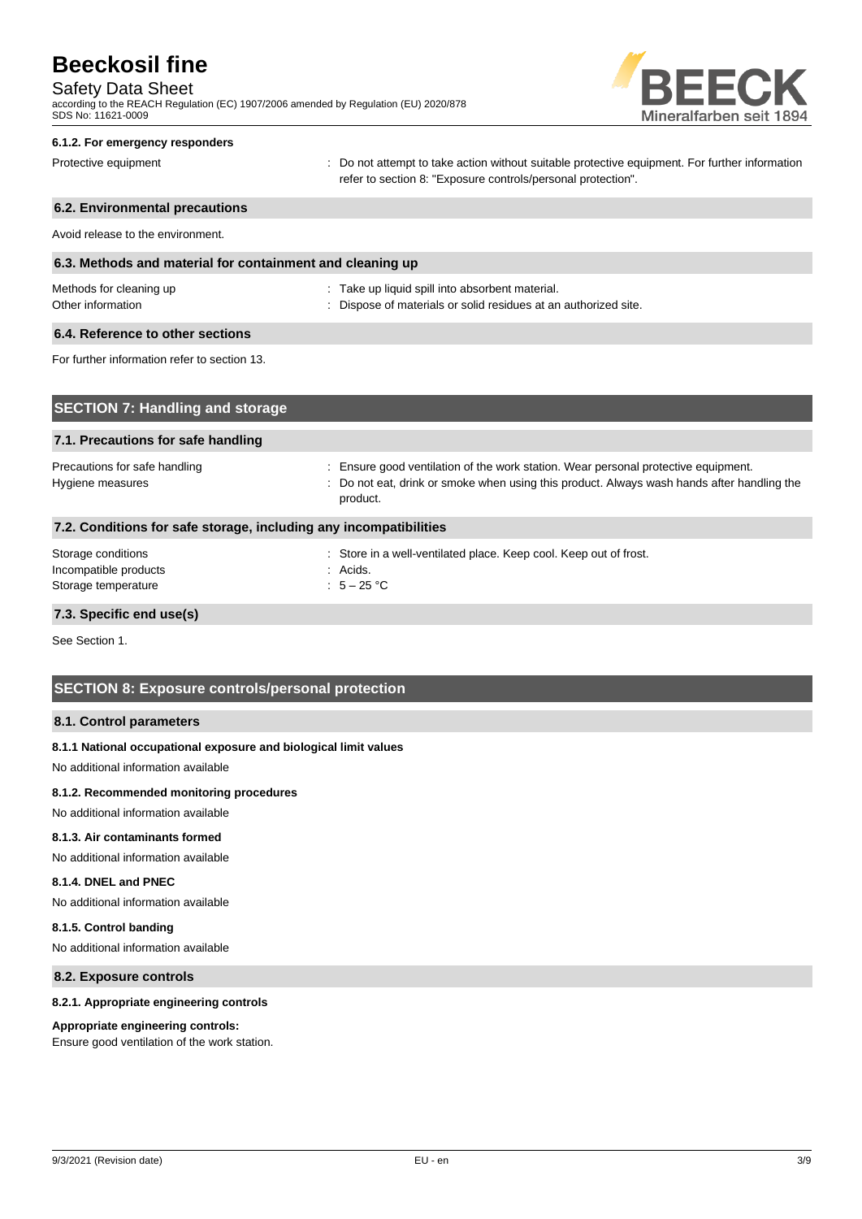#### 6.1.2. For emergency responders

Protective equipment : Do not attempt to take action without suitable protective equipment. For further information refer to section 8: "Exposure controls/personal protection".

### 6.2. Environmental precautions

Avoid release to the environment.

### 6.3. Methods and material for containment and cleaning up

Methods for cleaning up : Take up liquid spill into absorbent material.
Other information : Dispose of materials or solid residues at an authorized site.

### 6.4. Reference to other sections

For further information refer to section 13.

## SECTION 7: Handling and storage

### 7.1. Precautions for safe handling

Precautions for safe handling : Ensure good ventilation of the work station. Wear personal protective equipment.
Hygiene measures : Do not eat, drink or smoke when using this product. Always wash hands after handling the product.

### 7.2. Conditions for safe storage, including any incompatibilities

Storage conditions : Store in a well-ventilated place. Keep cool. Keep out of frost.
Incompatible products : Acids.
Storage temperature : 5 – 25 °C

### 7.3. Specific end use(s)

See Section 1.

## SECTION 8: Exposure controls/personal protection

### 8.1. Control parameters

#### 8.1.1 National occupational exposure and biological limit values

No additional information available

#### 8.1.2. Recommended monitoring procedures

No additional information available

#### 8.1.3. Air contaminants formed

No additional information available

#### 8.1.4. DNEL and PNEC

No additional information available

#### 8.1.5. Control banding

No additional information available

### 8.2. Exposure controls

#### 8.2.1. Appropriate engineering controls

**Appropriate engineering controls:**
Ensure good ventilation of the work station.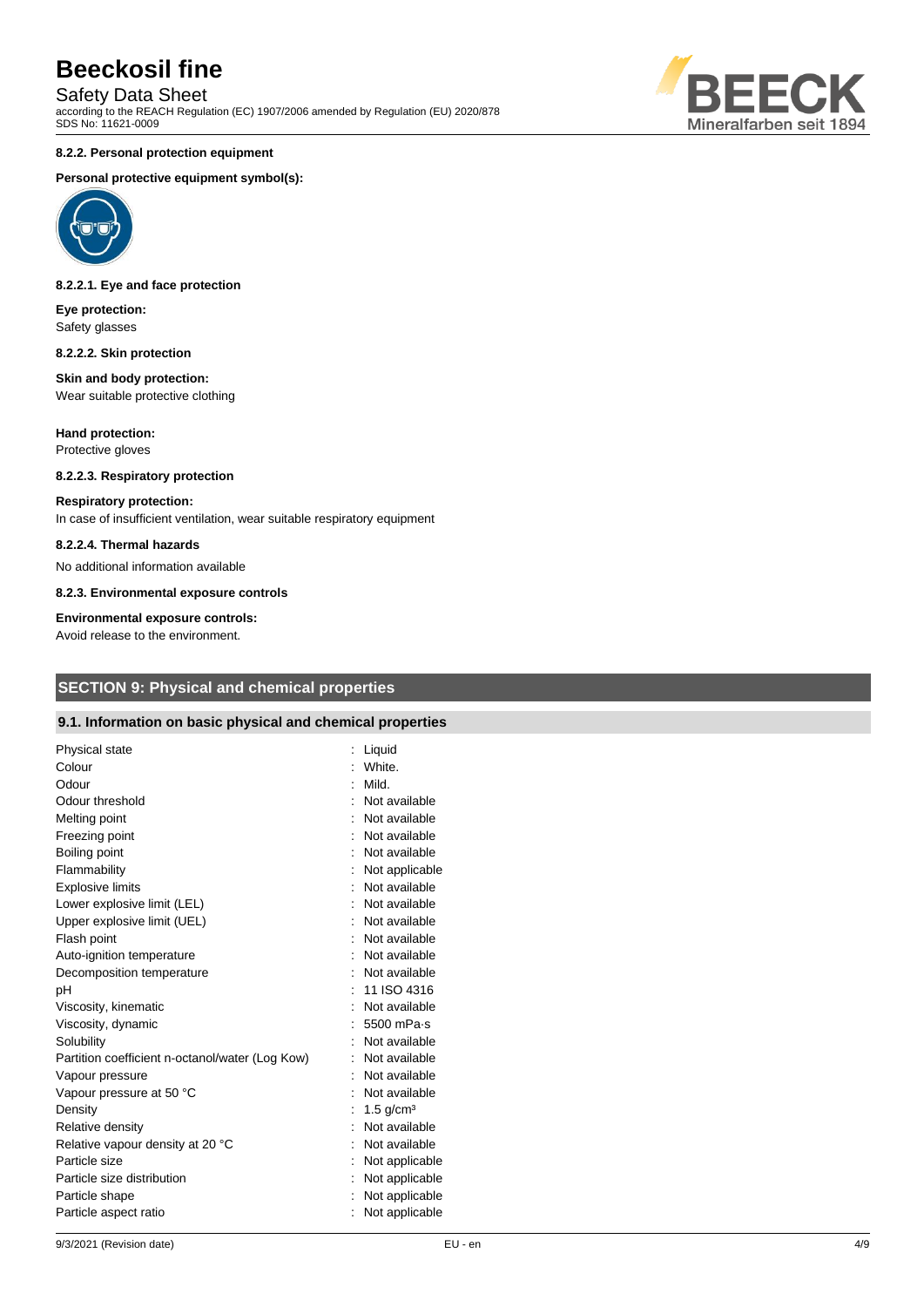#### 8.2.2. Personal protection equipment

**Personal protective equipment symbol(s):**

##### 8.2.2.1. Eye and face protection

**Eye protection:**
Safety glasses

##### 8.2.2.2. Skin protection

**Skin and body protection:**
Wear suitable protective clothing

**Hand protection:**
Protective gloves

##### 8.2.2.3. Respiratory protection

**Respiratory protection:**
In case of insufficient ventilation, wear suitable respiratory equipment

##### 8.2.2.4. Thermal hazards

No additional information available

#### 8.2.3. Environmental exposure controls

**Environmental exposure controls:**
Avoid release to the environment.

## SECTION 9: Physical and chemical properties

### 9.1. Information on basic physical and chemical properties

| Property | Value |
|---|---|
| Physical state | Liquid |
| Colour | White. |
| Odour | Mild. |
| Odour threshold | Not available |
| Melting point | Not available |
| Freezing point | Not available |
| Boiling point | Not available |
| Flammability | Not applicable |
| Explosive limits | Not available |
| Lower explosive limit (LEL) | Not available |
| Upper explosive limit (UEL) | Not available |
| Flash point | Not available |
| Auto-ignition temperature | Not available |
| Decomposition temperature | Not available |
| pH | 11 ISO 4316 |
| Viscosity, kinematic | Not available |
| Viscosity, dynamic | 5500 mPa·s |
| Solubility | Not available |
| Partition coefficient n-octanol/water (Log Kow) | Not available |
| Vapour pressure | Not available |
| Vapour pressure at 50 °C | Not available |
| Density | 1.5 g/cm³ |
| Relative density | Not available |
| Relative vapour density at 20 °C | Not available |
| Particle size | Not applicable |
| Particle size distribution | Not applicable |
| Particle shape | Not applicable |
| Particle aspect ratio | Not applicable |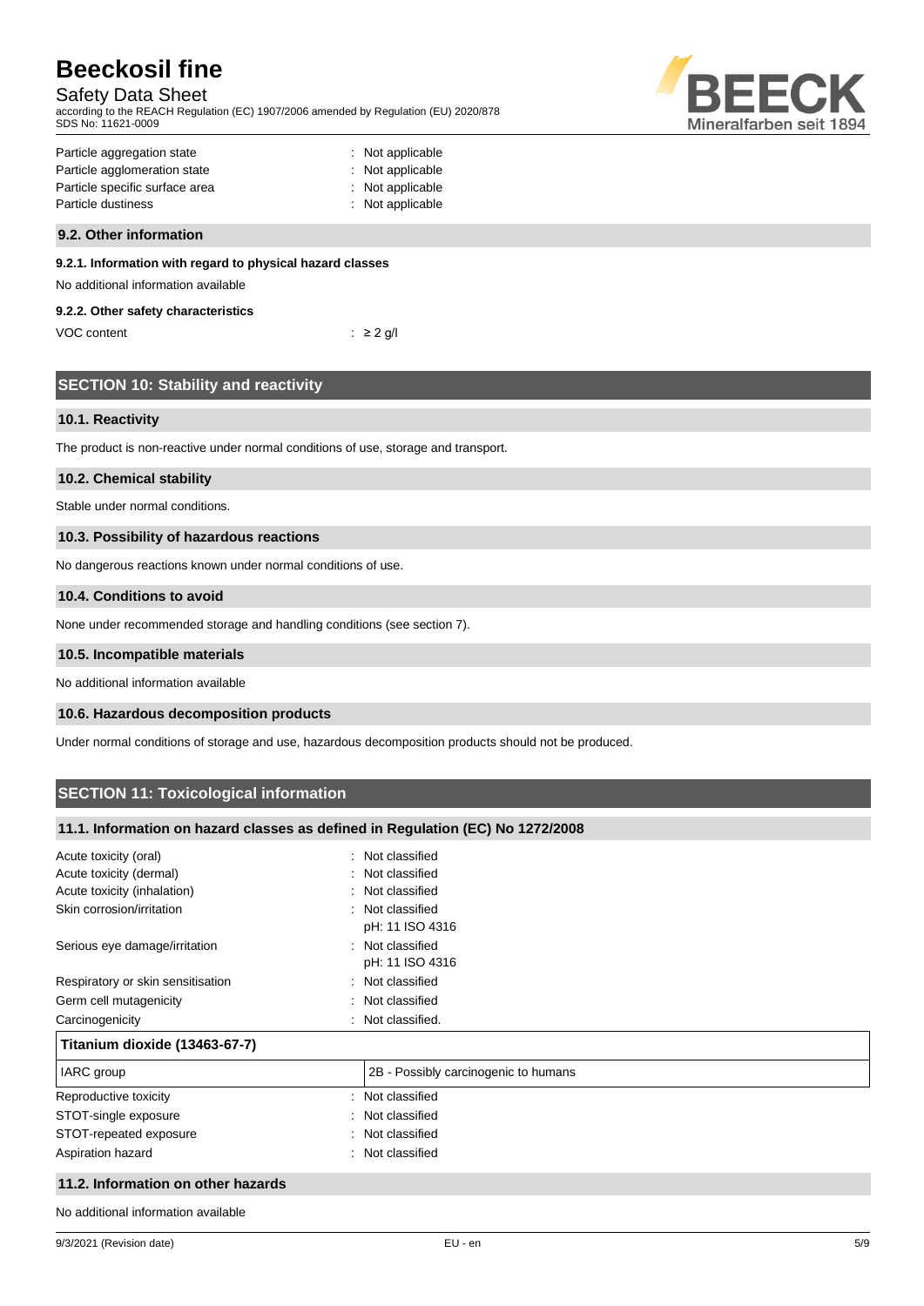| | |
|---|---|
| Particle aggregation state | : Not applicable |
| Particle agglomeration state | : Not applicable |
| Particle specific surface area | : Not applicable |
| Particle dustiness | : Not applicable |

### 9.2. Other information

#### 9.2.1. Information with regard to physical hazard classes

No additional information available

#### 9.2.2. Other safety characteristics

| | |
|---|---|
| VOC content | : ≥ 2 g/l |

## SECTION 10: Stability and reactivity

### 10.1. Reactivity

The product is non-reactive under normal conditions of use, storage and transport.

### 10.2. Chemical stability

Stable under normal conditions.

### 10.3. Possibility of hazardous reactions

No dangerous reactions known under normal conditions of use.

### 10.4. Conditions to avoid

None under recommended storage and handling conditions (see section 7).

### 10.5. Incompatible materials

No additional information available

### 10.6. Hazardous decomposition products

Under normal conditions of storage and use, hazardous decomposition products should not be produced.

## SECTION 11: Toxicological information

### 11.1. Information on hazard classes as defined in Regulation (EC) No 1272/2008

| | |
|---|---|
| Acute toxicity (oral) | : Not classified |
| Acute toxicity (dermal) | : Not classified |
| Acute toxicity (inhalation) | : Not classified |
| Skin corrosion/irritation | : Not classified<br>pH: 11 ISO 4316 |
| Serious eye damage/irritation | : Not classified<br>pH: 11 ISO 4316 |
| Respiratory or skin sensitisation | : Not classified |
| Germ cell mutagenicity | : Not classified |
| Carcinogenicity | : Not classified. |

| **Titanium dioxide (13463-67-7)** | |
|---|---|
| IARC group | 2B - Possibly carcinogenic to humans |

| | |
|---|---|
| Reproductive toxicity | : Not classified |
| STOT-single exposure | : Not classified |
| STOT-repeated exposure | : Not classified |
| Aspiration hazard | : Not classified |

### 11.2. Information on other hazards

No additional information available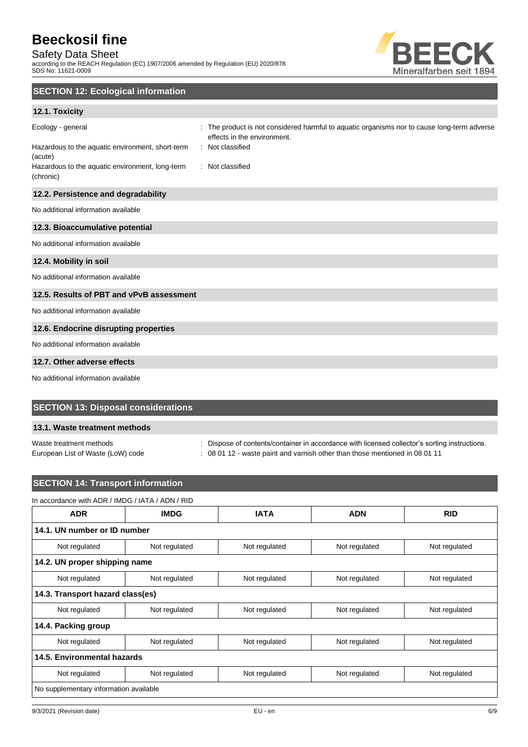## SECTION 12: Ecological information

### 12.1. Toxicity

| | |
|---|---|
| Ecology - general | : The product is not considered harmful to aquatic organisms nor to cause long-term adverse effects in the environment. |
| Hazardous to the aquatic environment, short-term (acute) | : Not classified |
| Hazardous to the aquatic environment, long-term (chronic) | : Not classified |

### 12.2. Persistence and degradability

No additional information available

### 12.3. Bioaccumulative potential

No additional information available

### 12.4. Mobility in soil

No additional information available

### 12.5. Results of PBT and vPvB assessment

No additional information available

### 12.6. Endocrine disrupting properties

No additional information available

### 12.7. Other adverse effects

No additional information available

## SECTION 13: Disposal considerations

### 13.1. Waste treatment methods

| | |
|---|---|
| Waste treatment methods | : Dispose of contents/container in accordance with licensed collector's sorting instructions. |
| European List of Waste (LoW) code | : 08 01 12 - waste paint and varnish other than those mentioned in 08 01 11 |

## SECTION 14: Transport information

In accordance with ADR / IMDG / IATA / ADN / RID

| ADR | IMDG | IATA | ADN | RID |
|---|---|---|---|---|
| **14.1. UN number or ID number** | | | | |
| Not regulated | Not regulated | Not regulated | Not regulated | Not regulated |
| **14.2. UN proper shipping name** | | | | |
| Not regulated | Not regulated | Not regulated | Not regulated | Not regulated |
| **14.3. Transport hazard class(es)** | | | | |
| Not regulated | Not regulated | Not regulated | Not regulated | Not regulated |
| **14.4. Packing group** | | | | |
| Not regulated | Not regulated | Not regulated | Not regulated | Not regulated |
| **14.5. Environmental hazards** | | | | |
| Not regulated | Not regulated | Not regulated | Not regulated | Not regulated |
| No supplementary information available | | | | |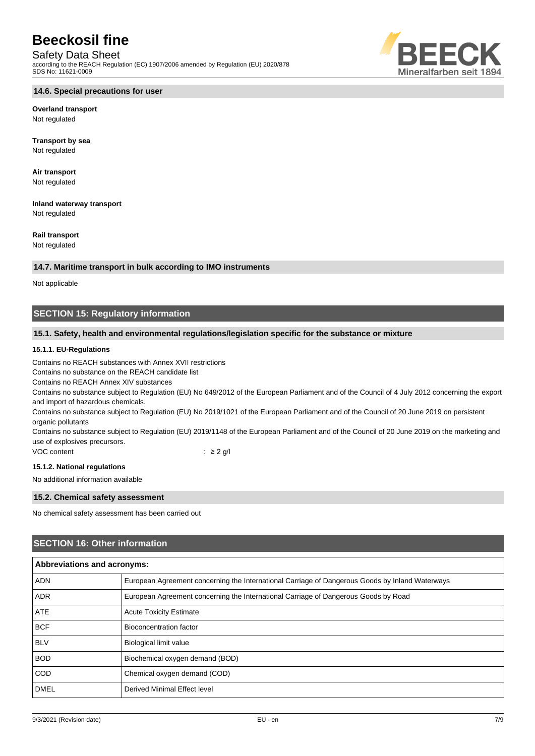### 14.6. Special precautions for user

**Overland transport**
Not regulated

**Transport by sea**
Not regulated

**Air transport**
Not regulated

**Inland waterway transport**
Not regulated

**Rail transport**
Not regulated

### 14.7. Maritime transport in bulk according to IMO instruments

Not applicable

## SECTION 15: Regulatory information

### 15.1. Safety, health and environmental regulations/legislation specific for the substance or mixture

#### 15.1.1. EU-Regulations

Contains no REACH substances with Annex XVII restrictions
Contains no substance on the REACH candidate list
Contains no REACH Annex XIV substances
Contains no substance subject to Regulation (EU) No 649/2012 of the European Parliament and of the Council of 4 July 2012 concerning the export and import of hazardous chemicals.
Contains no substance subject to Regulation (EU) No 2019/1021 of the European Parliament and of the Council of 20 June 2019 on persistent organic pollutants
Contains no substance subject to Regulation (EU) 2019/1148 of the European Parliament and of the Council of 20 June 2019 on the marketing and use of explosives precursors.

VOC content : ≥ 2 g/l

#### 15.1.2. National regulations

No additional information available

### 15.2. Chemical safety assessment

No chemical safety assessment has been carried out

## SECTION 16: Other information

| Abbreviations and acronyms: | |
|---|---|
| ADN | European Agreement concerning the International Carriage of Dangerous Goods by Inland Waterways |
| ADR | European Agreement concerning the International Carriage of Dangerous Goods by Road |
| ATE | Acute Toxicity Estimate |
| BCF | Bioconcentration factor |
| BLV | Biological limit value |
| BOD | Biochemical oxygen demand (BOD) |
| COD | Chemical oxygen demand (COD) |
| DMEL | Derived Minimal Effect level |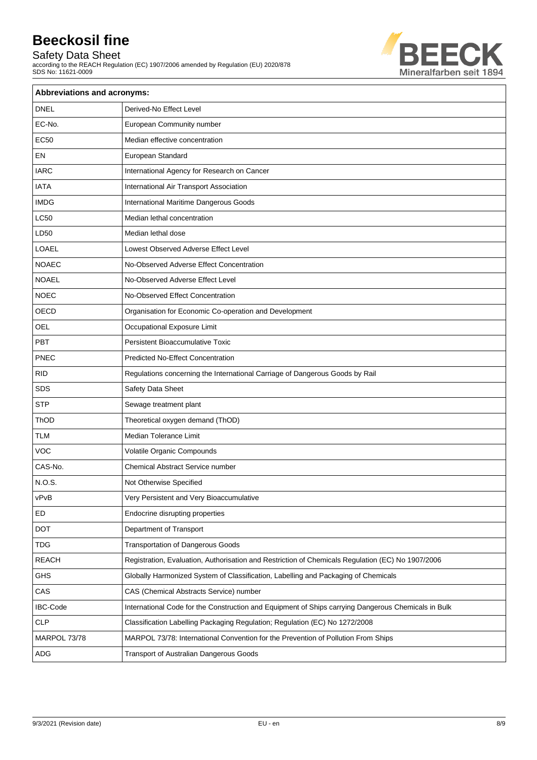| Abbreviations and acronyms: | |
|---|---|
| DNEL | Derived-No Effect Level |
| EC-No. | European Community number |
| EC50 | Median effective concentration |
| EN | European Standard |
| IARC | International Agency for Research on Cancer |
| IATA | International Air Transport Association |
| IMDG | International Maritime Dangerous Goods |
| LC50 | Median lethal concentration |
| LD50 | Median lethal dose |
| LOAEL | Lowest Observed Adverse Effect Level |
| NOAEC | No-Observed Adverse Effect Concentration |
| NOAEL | No-Observed Adverse Effect Level |
| NOEC | No-Observed Effect Concentration |
| OECD | Organisation for Economic Co-operation and Development |
| OEL | Occupational Exposure Limit |
| PBT | Persistent Bioaccumulative Toxic |
| PNEC | Predicted No-Effect Concentration |
| RID | Regulations concerning the International Carriage of Dangerous Goods by Rail |
| SDS | Safety Data Sheet |
| STP | Sewage treatment plant |
| ThOD | Theoretical oxygen demand (ThOD) |
| TLM | Median Tolerance Limit |
| VOC | Volatile Organic Compounds |
| CAS-No. | Chemical Abstract Service number |
| N.O.S. | Not Otherwise Specified |
| vPvB | Very Persistent and Very Bioaccumulative |
| ED | Endocrine disrupting properties |
| DOT | Department of Transport |
| TDG | Transportation of Dangerous Goods |
| REACH | Registration, Evaluation, Authorisation and Restriction of Chemicals Regulation (EC) No 1907/2006 |
| GHS | Globally Harmonized System of Classification, Labelling and Packaging of Chemicals |
| CAS | CAS (Chemical Abstracts Service) number |
| IBC-Code | International Code for the Construction and Equipment of Ships carrying Dangerous Chemicals in Bulk |
| CLP | Classification Labelling Packaging Regulation; Regulation (EC) No 1272/2008 |
| MARPOL 73/78 | MARPOL 73/78: International Convention for the Prevention of Pollution From Ships |
| ADG | Transport of Australian Dangerous Goods |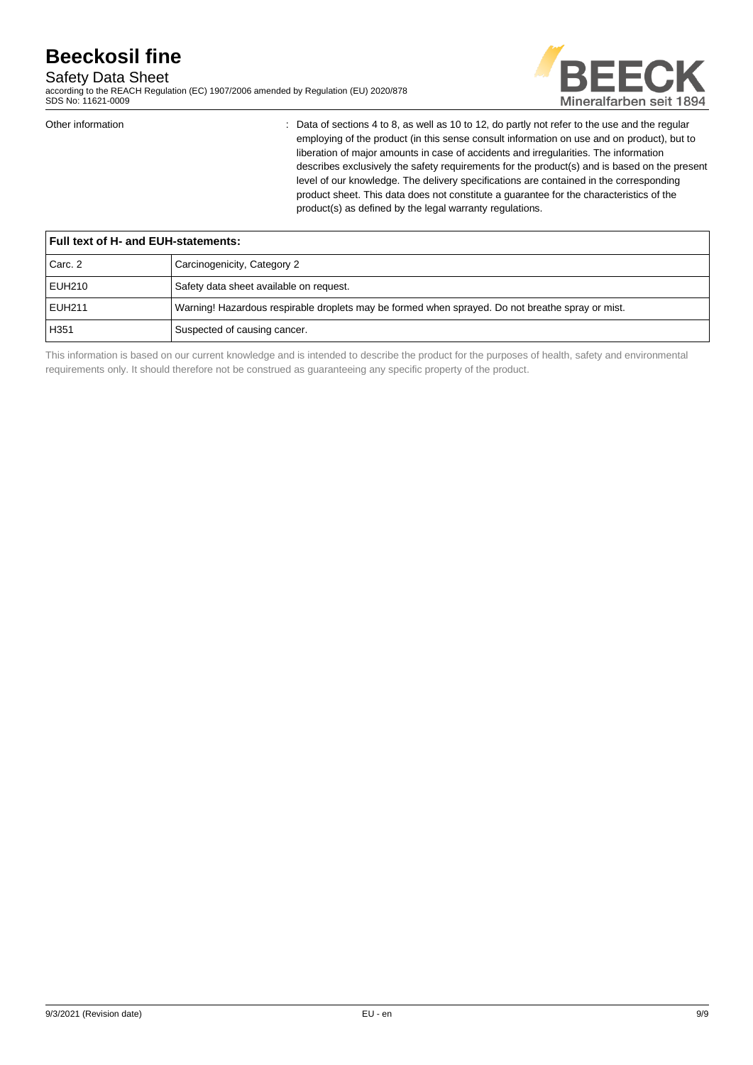Other information : Data of sections 4 to 8, as well as 10 to 12, do partly not refer to the use and the regular employing of the product (in this sense consult information on use and on product), but to liberation of major amounts in case of accidents and irregularities. The information describes exclusively the safety requirements for the product(s) and is based on the present level of our knowledge. The delivery specifications are contained in the corresponding product sheet. This data does not constitute a guarantee for the characteristics of the product(s) as defined by the legal warranty regulations.

| Full text of H- and EUH-statements: | |
|---|---|
| Carc. 2 | Carcinogenicity, Category 2 |
| EUH210 | Safety data sheet available on request. |
| EUH211 | Warning! Hazardous respirable droplets may be formed when sprayed. Do not breathe spray or mist. |
| H351 | Suspected of causing cancer. |

This information is based on our current knowledge and is intended to describe the product for the purposes of health, safety and environmental requirements only. It should therefore not be construed as guaranteeing any specific property of the product.